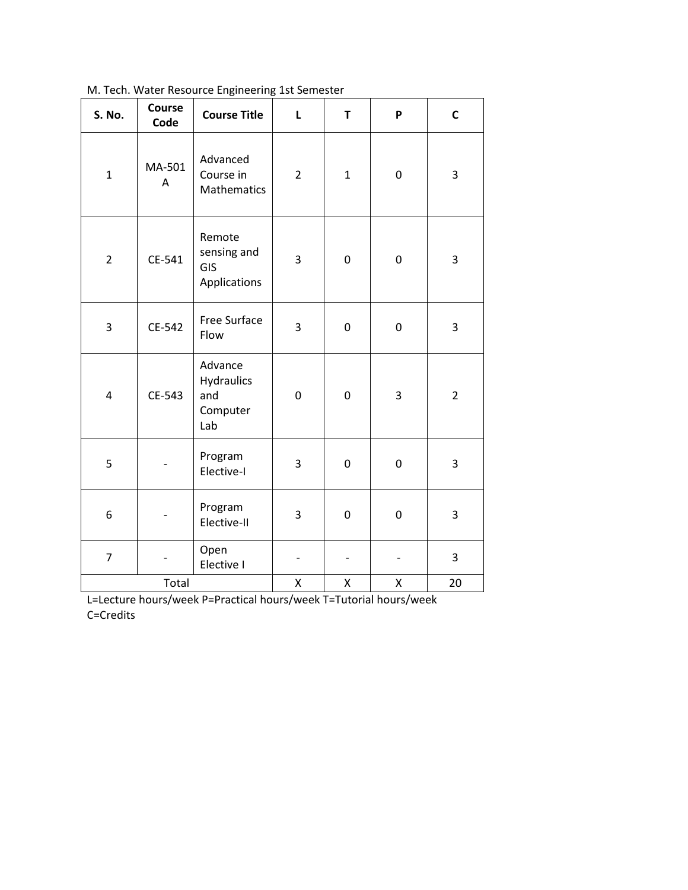M. Tech. Water Resource Engineering 1st Semester

| S. No. | Course Code | Course Title | L | T | P | C |
|---|---|---|---|---|---|---|
| 1 | MA-501 A | Advanced Course in Mathematics | 2 | 1 | 0 | 3 |
| 2 | CE-541 | Remote sensing and GIS Applications | 3 | 0 | 0 | 3 |
| 3 | CE-542 | Free Surface Flow | 3 | 0 | 0 | 3 |
| 4 | CE-543 | Advance Hydraulics and Computer Lab | 0 | 0 | 3 | 2 |
| 5 | - | Program Elective-I | 3 | 0 | 0 | 3 |
| 6 | - | Program Elective-II | 3 | 0 | 0 | 3 |
| 7 | - | Open Elective I | - | - | - | 3 |
| Total | | | X | X | X | 20 |

L=Lecture hours/week P=Practical hours/week T=Tutorial hours/week C=Credits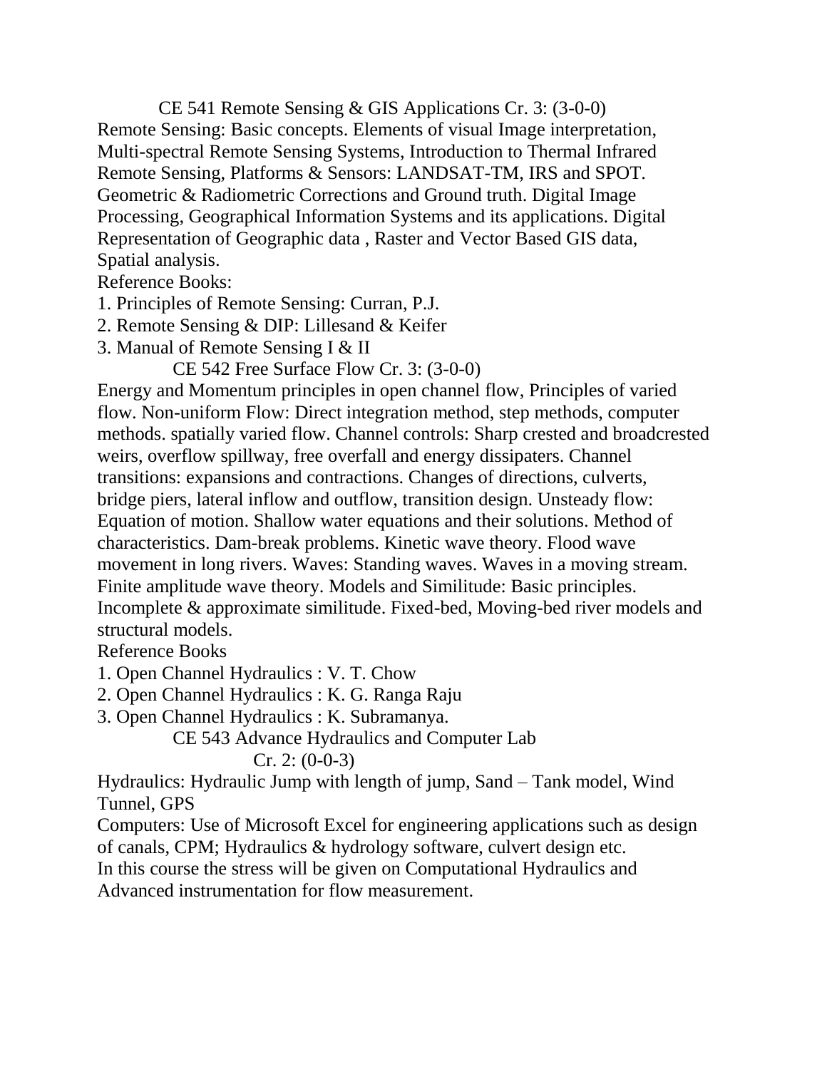### CE 541 Remote Sensing & GIS Applications Cr. 3: (3-0-0)

Remote Sensing: Basic concepts. Elements of visual Image interpretation, Multi-spectral Remote Sensing Systems, Introduction to Thermal Infrared Remote Sensing, Platforms & Sensors: LANDSAT-TM, IRS and SPOT. Geometric & Radiometric Corrections and Ground truth. Digital Image Processing, Geographical Information Systems and its applications. Digital Representation of Geographic data , Raster and Vector Based GIS data, Spatial analysis.

Reference Books:

1. Principles of Remote Sensing: Curran, P.J.
2. Remote Sensing & DIP: Lillesand & Keifer
3. Manual of Remote Sensing I & II

### CE 542 Free Surface Flow Cr. 3: (3-0-0)

Energy and Momentum principles in open channel flow, Principles of varied flow. Non-uniform Flow: Direct integration method, step methods, computer methods. spatially varied flow. Channel controls: Sharp crested and broadcrested weirs, overflow spillway, free overfall and energy dissipaters. Channel transitions: expansions and contractions. Changes of directions, culverts, bridge piers, lateral inflow and outflow, transition design. Unsteady flow: Equation of motion. Shallow water equations and their solutions. Method of characteristics. Dam-break problems. Kinetic wave theory. Flood wave movement in long rivers. Waves: Standing waves. Waves in a moving stream. Finite amplitude wave theory. Models and Similitude: Basic principles. Incomplete & approximate similitude. Fixed-bed, Moving-bed river models and structural models.

Reference Books

1. Open Channel Hydraulics : V. T. Chow
2. Open Channel Hydraulics : K. G. Ranga Raju
3. Open Channel Hydraulics : K. Subramanya.

### CE 543 Advance Hydraulics and Computer Lab Cr. 2: (0-0-3)

Hydraulics: Hydraulic Jump with length of jump, Sand – Tank model, Wind Tunnel, GPS

Computers: Use of Microsoft Excel for engineering applications such as design of canals, CPM; Hydraulics & hydrology software, culvert design etc.

In this course the stress will be given on Computational Hydraulics and Advanced instrumentation for flow measurement.